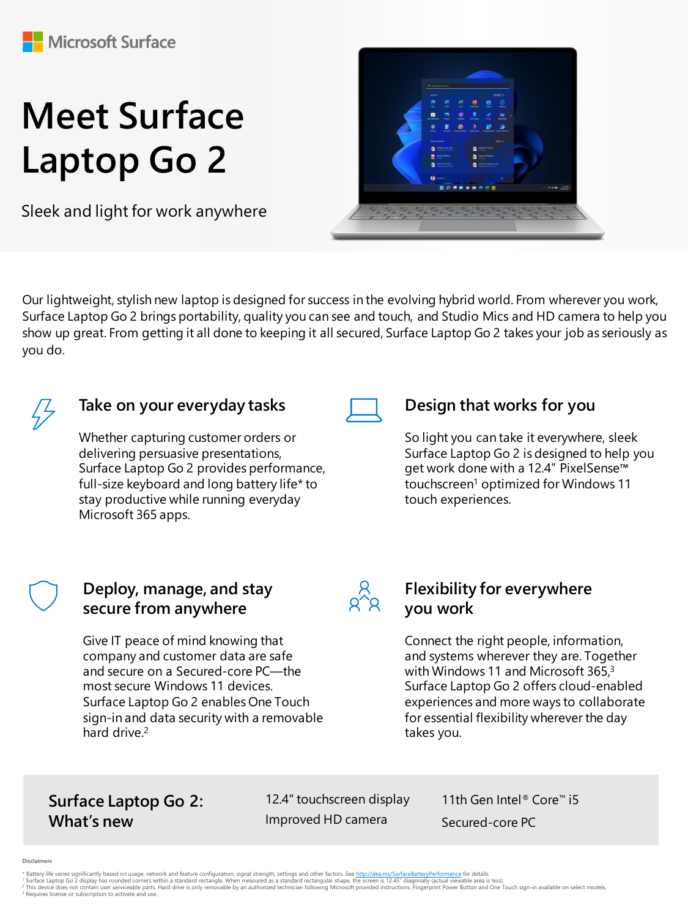Microsoft Surface

# Meet Surface Laptop Go 2

Sleek and light for work anywhere

Our lightweight, stylish new laptop is designed for success in the evolving hybrid world. From wherever you work, Surface Laptop Go 2 brings portability, quality you can see and touch, and Studio Mics and HD camera to help you show up great. From getting it all done to keeping it all secured, Surface Laptop Go 2 takes your job as seriously as you do.

## Take on your everyday tasks

Whether capturing customer orders or delivering persuasive presentations, Surface Laptop Go 2 provides performance, full-size keyboard and long battery life* to stay productive while running everyday Microsoft 365 apps.

## Design that works for you

So light you can take it everywhere, sleek Surface Laptop Go 2 is designed to help you get work done with a 12.4" PixelSense™ touchscreen[1] optimized for Windows 11 touch experiences.

## Deploy, manage, and stay secure from anywhere

Give IT peace of mind knowing that company and customer data are safe and secure on a Secured-core PC—the most secure Windows 11 devices. Surface Laptop Go 2 enables One Touch sign-in and data security with a removable hard drive.[2]

## Flexibility for everywhere you work

Connect the right people, information, and systems wherever they are. Together with Windows 11 and Microsoft 365,[3] Surface Laptop Go 2 offers cloud-enabled experiences and more ways to collaborate for essential flexibility wherever the day takes you.

## Surface Laptop Go 2: What's new

- 12.4" touchscreen display
- Improved HD camera
- 11th Gen Intel® Core™ i5
- Secured-core PC

Disclaimers

* Battery life varies significantly based on usage, network and feature configuration, signal strength, settings and other factors. See http://aka.ms/SurfaceBatteryPerformance for details.
[1] Surface Laptop Go 2 display has rounded corners within a standard rectangle. When measured as a standard rectangular shape, the screen is 12.45" diagonally (actual viewable area is less).
[2] This device does not contain user serviceable parts. Hard drive is only removable by an authorized technician following Microsoft provided instructions. Fingerprint Power Button and One Touch sign-in available on select models.
[3] Requires license or subscription to activate and use.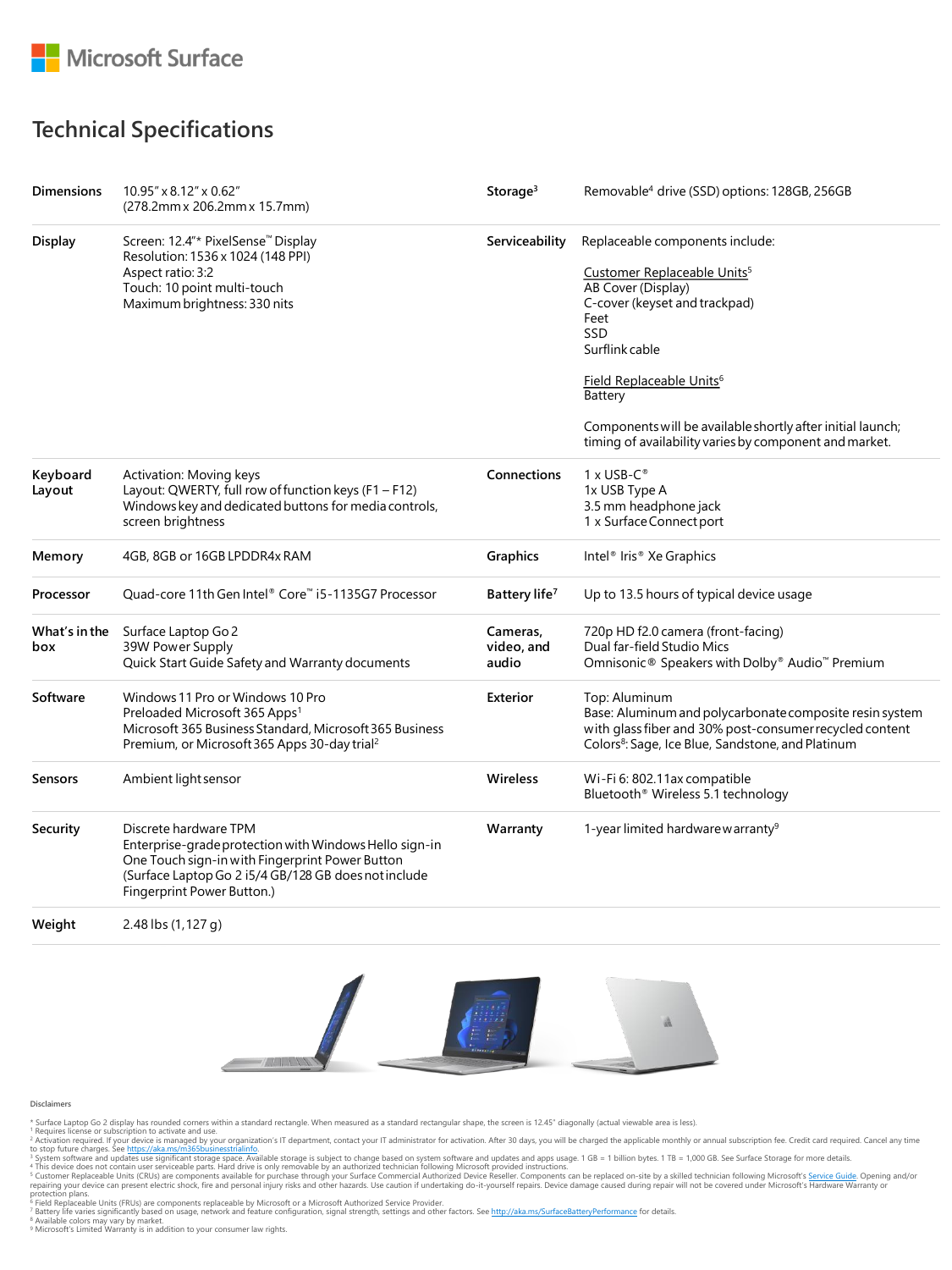Microsoft Surface

# Technical Specifications

| | | | |
|---|---|---|---|
| **Dimensions** | 10.95" x 8.12" x 0.62"<br>(278.2mm x 206.2mm x 15.7mm) | **Storage**[3] | Removable[4] drive (SSD) options: 128GB, 256GB |
| **Display** | Screen: 12.4"* PixelSense™ Display<br>Resolution: 1536 x 1024 (148 PPI)<br>Aspect ratio: 3:2<br>Touch: 10 point multi-touch<br>Maximum brightness: 330 nits | **Serviceability** | Replaceable components include:<br><br>Customer Replaceable Units[5]<br>AB Cover (Display)<br>C-cover (keyset and trackpad)<br>Feet<br>SSD<br>Surflink cable<br><br>Field Replaceable Units[6]<br>Battery<br><br>Components will be available shortly after initial launch; timing of availability varies by component and market. |
| **Keyboard Layout** | Activation: Moving keys<br>Layout: QWERTY, full row of function keys (F1 – F12)<br>Windows key and dedicated buttons for media controls, screen brightness | **Connections** | 1 x USB-C®<br>1x USB Type A<br>3.5 mm headphone jack<br>1 x Surface Connect port |
| **Memory** | 4GB, 8GB or 16GB LPDDR4x RAM | **Graphics** | Intel® Iris® Xe Graphics |
| **Processor** | Quad-core 11th Gen Intel® Core™ i5-1135G7 Processor | **Battery life**[7] | Up to 13.5 hours of typical device usage |
| **What's in the box** | Surface Laptop Go 2<br>39W Power Supply<br>Quick Start Guide Safety and Warranty documents | **Cameras, video, and audio** | 720p HD f2.0 camera (front-facing)<br>Dual far-field Studio Mics<br>Omnisonic® Speakers with Dolby® Audio™ Premium |
| **Software** | Windows 11 Pro or Windows 10 Pro<br>Preloaded Microsoft 365 Apps[1]<br>Microsoft 365 Business Standard, Microsoft 365 Business Premium, or Microsoft 365 Apps 30-day trial[2] | **Exterior** | Top: Aluminum<br>Base: Aluminum and polycarbonate composite resin system with glass fiber and 30% post-consumer recycled content<br>Colors[8]: Sage, Ice Blue, Sandstone, and Platinum |
| **Sensors** | Ambient light sensor | **Wireless** | Wi-Fi 6: 802.11ax compatible<br>Bluetooth® Wireless 5.1 technology |
| **Security** | Discrete hardware TPM<br>Enterprise-grade protection with Windows Hello sign-in<br>One Touch sign-in with Fingerprint Power Button<br>(Surface Laptop Go 2 i5/4 GB/128 GB does not include Fingerprint Power Button.) | **Warranty** | 1-year limited hardware warranty[9] |
| **Weight** | 2.48 lbs (1,127 g) | | |

Disclaimers

\* Surface Laptop Go 2 display has rounded corners within a standard rectangle. When measured as a standard rectangular shape, the screen is 12.45" diagonally (actual viewable area is less).
[1] Requires license or subscription to activate and use.
[2] Activation required. If your device is managed by your organization's IT department, contact your IT administrator for activation. After 30 days, you will be charged the applicable monthly or annual subscription fee. Credit card required. Cancel any time to stop future charges. See https://aka.ms/m365businesstrialinfo.
[3] System software and updates use significant storage space. Available storage is subject to change based on system software and updates and apps usage. 1 GB = 1 billion bytes. 1 TB = 1,000 GB. See Surface Storage for more details.
[4] This device does not contain user serviceable parts. Hard drive is only removable by an authorized technician following Microsoft provided instructions.
[5] Customer Replaceable Units (CRUs) are components available for purchase through your Surface Commercial Authorized Device Reseller. Components can be replaced on-site by a skilled technician following Microsoft's Service Guide. Opening and/or repairing your device can present electric shock, fire and personal injury risks and other hazards. Use caution if undertaking do-it-yourself repairs. Device damage caused during repair will not be covered under Microsoft's Hardware Warranty or protection plans.
[6] Field Replaceable Units (FRUs) are components replaceable by Microsoft or a Microsoft Authorized Service Provider.
[7] Battery life varies significantly based on usage, network and feature configuration, signal strength, settings and other factors. See http://aka.ms/SurfaceBatteryPerformance for details.
[8] Available colors may vary by market.
[9] Microsoft's Limited Warranty is in addition to your consumer law rights.